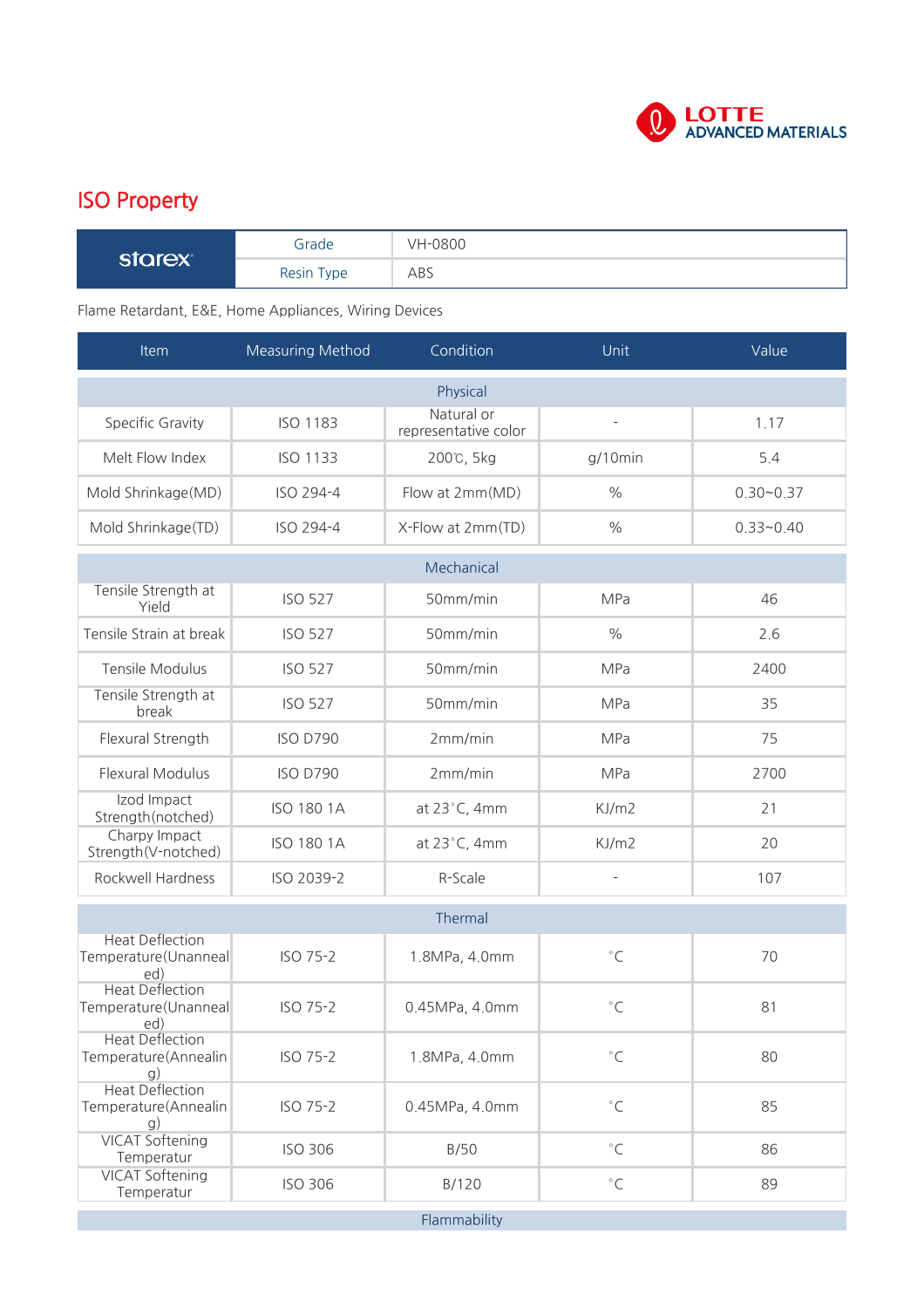LOTTE ADVANCED MATERIALS

## ISO Property

| starex | Grade | VH-0800 |
|---|---|---|
| | Resin Type | ABS |

Flame Retardant, E&E, Home Appliances, Wiring Devices

| Item | Measuring Method | Condition | Unit | Value |
|---|---|---|---|---|
| Physical | | | | |
| Specific Gravity | ISO 1183 | Natural or representative color | - | 1.17 |
| Melt Flow Index | ISO 1133 | 200℃, 5kg | g/10min | 5.4 |
| Mold Shrinkage(MD) | ISO 294-4 | Flow at 2mm(MD) | % | 0.30~0.37 |
| Mold Shrinkage(TD) | ISO 294-4 | X-Flow at 2mm(TD) | % | 0.33~0.40 |
| Mechanical | | | | |
| Tensile Strength at Yield | ISO 527 | 50mm/min | MPa | 46 |
| Tensile Strain at break | ISO 527 | 50mm/min | % | 2.6 |
| Tensile Modulus | ISO 527 | 50mm/min | MPa | 2400 |
| Tensile Strength at break | ISO 527 | 50mm/min | MPa | 35 |
| Flexural Strength | ISO D790 | 2mm/min | MPa | 75 |
| Flexural Modulus | ISO D790 | 2mm/min | MPa | 2700 |
| Izod Impact Strength(notched) | ISO 180 1A | at 23˚C, 4mm | KJ/m2 | 21 |
| Charpy Impact Strength(V-notched) | ISO 180 1A | at 23˚C, 4mm | KJ/m2 | 20 |
| Rockwell Hardness | ISO 2039-2 | R-Scale | - | 107 |
| Thermal | | | | |
| Heat Deflection Temperature(Unannealed) | ISO 75-2 | 1.8MPa, 4.0mm | ˚C | 70 |
| Heat Deflection Temperature(Unannealed) | ISO 75-2 | 0.45MPa, 4.0mm | ˚C | 81 |
| Heat Deflection Temperature(Annealing) | ISO 75-2 | 1.8MPa, 4.0mm | ˚C | 80 |
| Heat Deflection Temperature(Annealing) | ISO 75-2 | 0.45MPa, 4.0mm | ˚C | 85 |
| VICAT Softening Temperatur | ISO 306 | B/50 | ˚C | 86 |
| VICAT Softening Temperatur | ISO 306 | B/120 | ˚C | 89 |
| Flammability | | | | |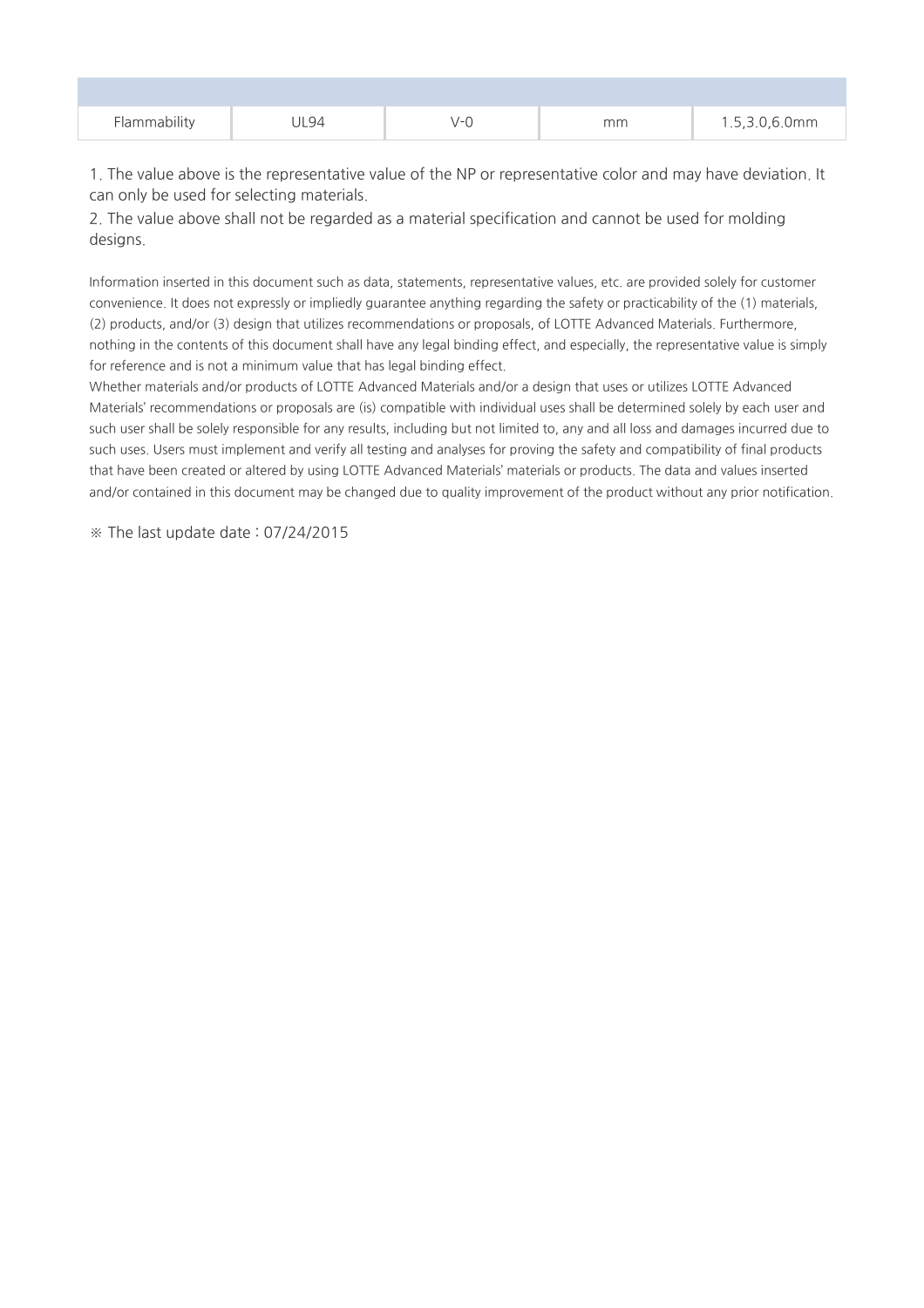| | | | | |
|---|---|---|---|---|
| Flammability | UL94 | V-0 | mm | 1.5,3.0,6.0mm |

1. The value above is the representative value of the NP or representative color and may have deviation. It can only be used for selecting materials.
2. The value above shall not be regarded as a material specification and cannot be used for molding designs.

Information inserted in this document such as data, statements, representative values, etc. are provided solely for customer convenience. It does not expressly or impliedly guarantee anything regarding the safety or practicability of the (1) materials, (2) products, and/or (3) design that utilizes recommendations or proposals, of LOTTE Advanced Materials. Furthermore, nothing in the contents of this document shall have any legal binding effect, and especially, the representative value is simply for reference and is not a minimum value that has legal binding effect.
Whether materials and/or products of LOTTE Advanced Materials and/or a design that uses or utilizes LOTTE Advanced Materials' recommendations or proposals are (is) compatible with individual uses shall be determined solely by each user and such user shall be solely responsible for any results, including but not limited to, any and all loss and damages incurred due to such uses. Users must implement and verify all testing and analyses for proving the safety and compatibility of final products that have been created or altered by using LOTTE Advanced Materials' materials or products. The data and values inserted and/or contained in this document may be changed due to quality improvement of the product without any prior notification.

※ The last update date : 07/24/2015